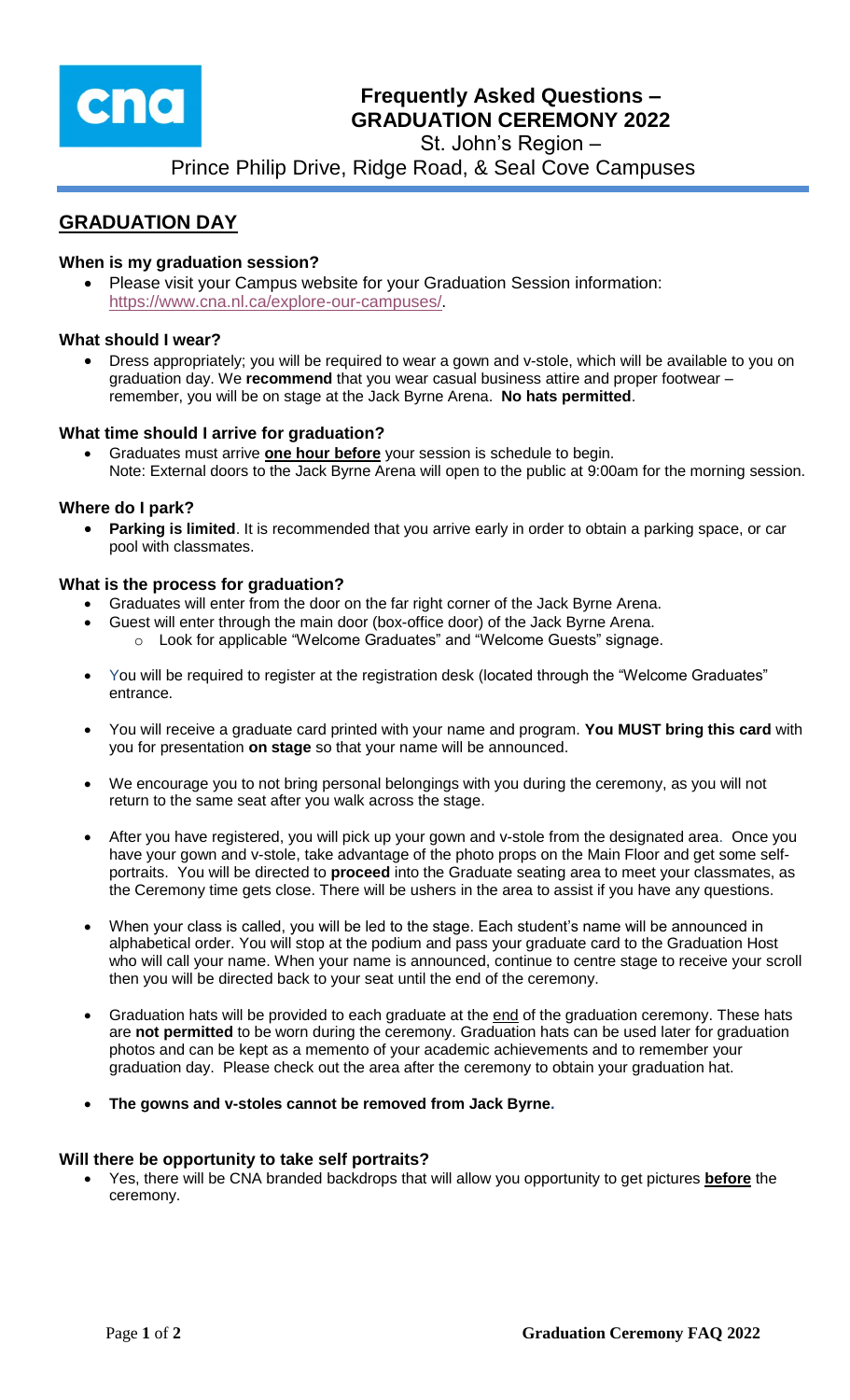# Frequently Asked Questions – GRADUATION CEREMONY 2022

St. John's Region –

Prince Philip Drive, Ridge Road, & Seal Cove Campuses

## GRADUATION DAY

### When is my graduation session?

- Please visit your Campus website for your Graduation Session information: https://www.cna.nl.ca/explore-our-campuses/.

### What should I wear?

- Dress appropriately; you will be required to wear a gown and v-stole, which will be available to you on graduation day. We **recommend** that you wear casual business attire and proper footwear – remember, you will be on stage at the Jack Byrne Arena. **No hats permitted**.

### What time should I arrive for graduation?

- Graduates must arrive **one hour before** your session is schedule to begin.
  Note: External doors to the Jack Byrne Arena will open to the public at 9:00am for the morning session.

### Where do I park?

- **Parking is limited**. It is recommended that you arrive early in order to obtain a parking space, or car pool with classmates.

### What is the process for graduation?

- Graduates will enter from the door on the far right corner of the Jack Byrne Arena.
- Guest will enter through the main door (box-office door) of the Jack Byrne Arena.
  - Look for applicable "Welcome Graduates" and "Welcome Guests" signage.
- You will be required to register at the registration desk (located through the "Welcome Graduates" entrance.
- You will receive a graduate card printed with your name and program. **You MUST bring this card** with you for presentation **on stage** so that your name will be announced.
- We encourage you to not bring personal belongings with you during the ceremony, as you will not return to the same seat after you walk across the stage.
- After you have registered, you will pick up your gown and v-stole from the designated area. Once you have your gown and v-stole, take advantage of the photo props on the Main Floor and get some self-portraits. You will be directed to **proceed** into the Graduate seating area to meet your classmates, as the Ceremony time gets close. There will be ushers in the area to assist if you have any questions.
- When your class is called, you will be led to the stage. Each student's name will be announced in alphabetical order. You will stop at the podium and pass your graduate card to the Graduation Host who will call your name. When your name is announced, continue to centre stage to receive your scroll then you will be directed back to your seat until the end of the ceremony.
- Graduation hats will be provided to each graduate at the end of the graduation ceremony. These hats are **not permitted** to be worn during the ceremony. Graduation hats can be used later for graduation photos and can be kept as a memento of your academic achievements and to remember your graduation day. Please check out the area after the ceremony to obtain your graduation hat.
- **The gowns and v-stoles cannot be removed from Jack Byrne.**

### Will there be opportunity to take self portraits?

- Yes, there will be CNA branded backdrops that will allow you opportunity to get pictures **before** the ceremony.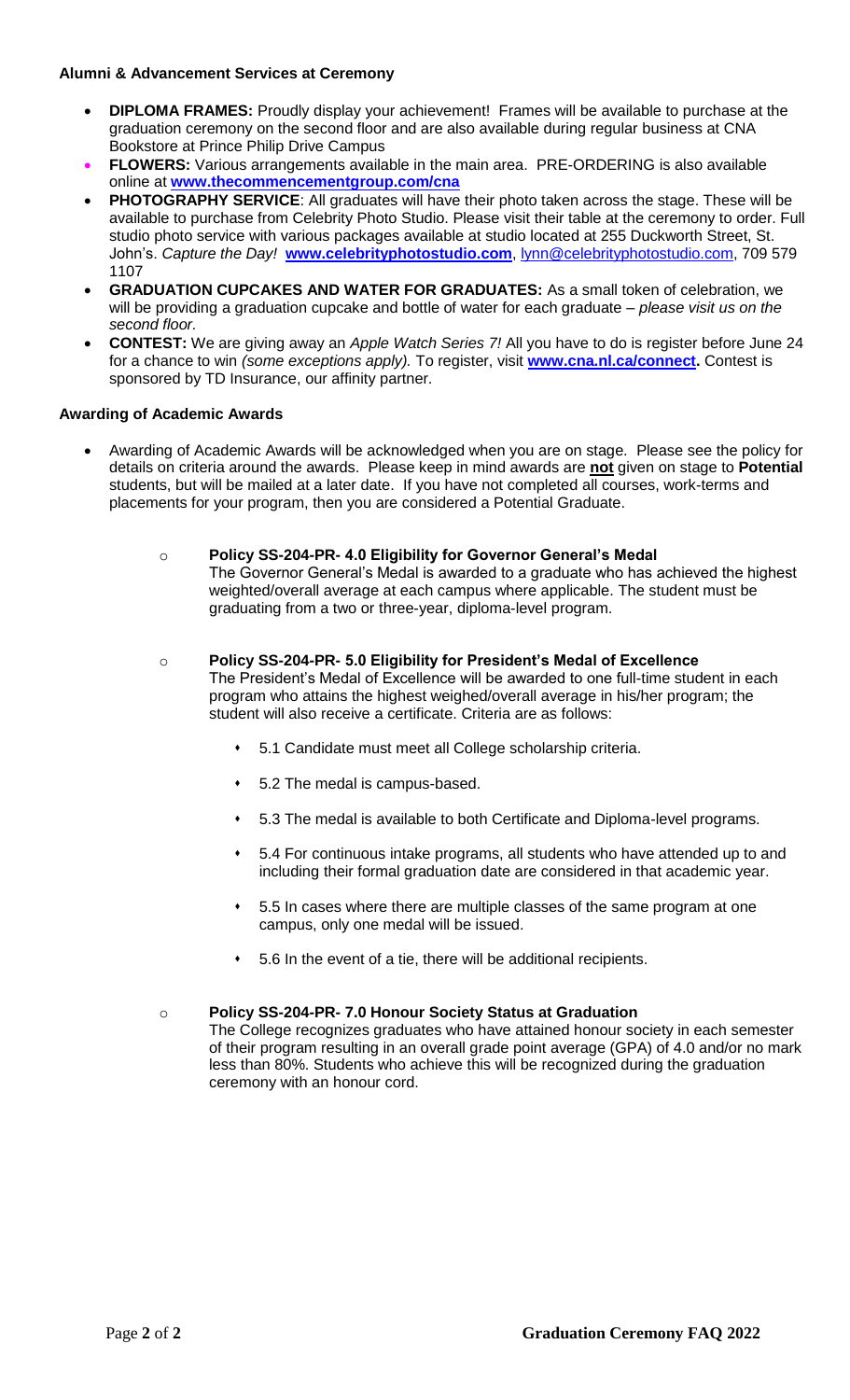### Alumni & Advancement Services at Ceremony

- **DIPLOMA FRAMES:** Proudly display your achievement! Frames will be available to purchase at the graduation ceremony on the second floor and are also available during regular business at CNA Bookstore at Prince Philip Drive Campus
- **FLOWERS:** Various arrangements available in the main area. PRE-ORDERING is also available online at **www.thecommencementgroup.com/cna**
- **PHOTOGRAPHY SERVICE**: All graduates will have their photo taken across the stage. These will be available to purchase from Celebrity Photo Studio. Please visit their table at the ceremony to order. Full studio photo service with various packages available at studio located at 255 Duckworth Street, St. John's. *Capture the Day!* **www.celebrityphotostudio.com**, lynn@celebrityphotostudio.com, 709 579 1107
- **GRADUATION CUPCAKES AND WATER FOR GRADUATES:** As a small token of celebration, we will be providing a graduation cupcake and bottle of water for each graduate – *please visit us on the second floor*.
- **CONTEST:** We are giving away an *Apple Watch Series 7!* All you have to do is register before June 24 for a chance to win *(some exceptions apply).* To register, visit **www.cna.nl.ca/connect.** Contest is sponsored by TD Insurance, our affinity partner.

### Awarding of Academic Awards

- Awarding of Academic Awards will be acknowledged when you are on stage. Please see the policy for details on criteria around the awards. Please keep in mind awards are **not** given on stage to **Potential** students, but will be mailed at a later date. If you have not completed all courses, work-terms and placements for your program, then you are considered a Potential Graduate.

  - **Policy SS-204-PR- 4.0 Eligibility for Governor General's Medal**
    The Governor General's Medal is awarded to a graduate who has achieved the highest weighted/overall average at each campus where applicable. The student must be graduating from a two or three-year, diploma-level program.

  - **Policy SS-204-PR- 5.0 Eligibility for President's Medal of Excellence**
    The President's Medal of Excellence will be awarded to one full-time student in each program who attains the highest weighed/overall average in his/her program; the student will also receive a certificate. Criteria are as follows:

    - 5.1 Candidate must meet all College scholarship criteria.
    - 5.2 The medal is campus-based.
    - 5.3 The medal is available to both Certificate and Diploma-level programs.
    - 5.4 For continuous intake programs, all students who have attended up to and including their formal graduation date are considered in that academic year.
    - 5.5 In cases where there are multiple classes of the same program at one campus, only one medal will be issued.
    - 5.6 In the event of a tie, there will be additional recipients.

  - **Policy SS-204-PR- 7.0 Honour Society Status at Graduation**
    The College recognizes graduates who have attained honour society in each semester of their program resulting in an overall grade point average (GPA) of 4.0 and/or no mark less than 80%. Students who achieve this will be recognized during the graduation ceremony with an honour cord.